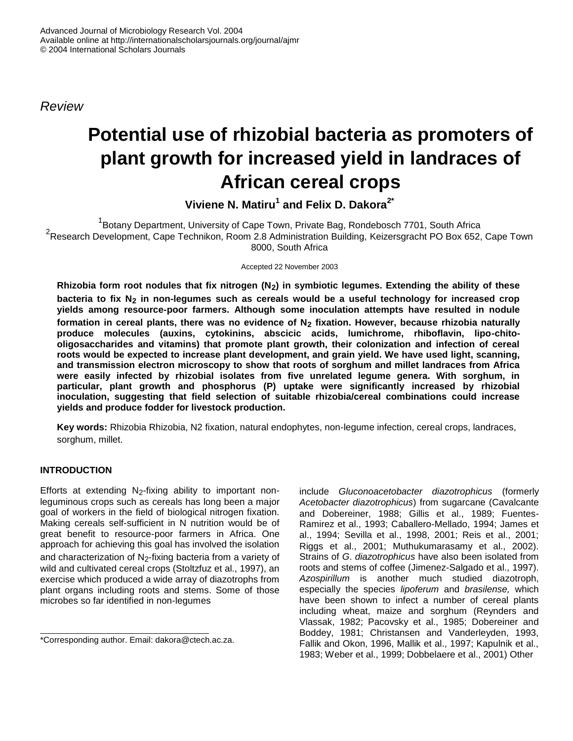Review

# Potential use of rhizobial bacteria as promoters of plant growth for increased yield in landraces of African cereal crops

**Viviene N. Matiru[1] and Felix D. Dakora[2*]**

[1]Botany Department, University of Cape Town, Private Bag, Rondebosch 7701, South Africa
[2]Research Development, Cape Technikon, Room 2.8 Administration Building, Keizersgracht PO Box 652, Cape Town 8000, South Africa

Accepted 22 November 2003

**Rhizobia form root nodules that fix nitrogen ($N_2$) in symbiotic legumes. Extending the ability of these bacteria to fix $N_2$ in non-legumes such as cereals would be a useful technology for increased crop yields among resource-poor farmers. Although some inoculation attempts have resulted in nodule formation in cereal plants, there was no evidence of $N_2$ fixation. However, because rhizobia naturally produce molecules (auxins, cytokinins, abscicic acids, lumichrome, rhiboflavin, lipo-chito-oligosaccharides and vitamins) that promote plant growth, their colonization and infection of cereal roots would be expected to increase plant development, and grain yield. We have used light, scanning, and transmission electron microscopy to show that roots of sorghum and millet landraces from Africa were easily infected by rhizobial isolates from five unrelated legume genera. With sorghum, in particular, plant growth and phosphorus (P) uptake were significantly increased by rhizobial inoculation, suggesting that field selection of suitable rhizobia/cereal combinations could increase yields and produce fodder for livestock production.**

**Key words:** Rhizobia Rhizobia, N2 fixation, natural endophytes, non-legume infection, cereal crops, landraces, sorghum, millet.

## INTRODUCTION

Efforts at extending $N_2$-fixing ability to important non-leguminous crops such as cereals has long been a major goal of workers in the field of biological nitrogen fixation. Making cereals self-sufficient in N nutrition would be of great benefit to resource-poor farmers in Africa. One approach for achieving this goal has involved the isolation and characterization of $N_2$-fixing bacteria from a variety of wild and cultivated cereal crops (Stoltzfuz et al., 1997), an exercise which produced a wide array of diazotrophs from plant organs including roots and stems. Some of those microbes so far identified in non-legumes include *Gluconoacetobacter diazotrophicus* (formerly *Acetobacter diazotrophicus*) from sugarcane (Cavalcante and Dobereiner, 1988; Gillis et al., 1989; Fuentes-Ramirez et al., 1993; Caballero-Mellado, 1994; James et al., 1994; Sevilla et al., 1998, 2001; Reis et al., 2001; Riggs et al., 2001; Muthukumarasamy et al., 2002). Strains of *G. diazotrophicus* have also been isolated from roots and stems of coffee (Jimenez-Salgado et al., 1997). *Azospirillum* is another much studied diazotroph, especially the species *lipoferum* and *brasilense,* which have been shown to infect a number of cereal plants including wheat, maize and sorghum (Reynders and Vlassak, 1982; Pacovsky et al., 1985; Dobereiner and Boddey, 1981; Christansen and Vanderleyden, 1993, Fallik and Okon, 1996, Mallik et al., 1997; Kapulnik et al., 1983; Weber et al., 1999; Dobbelaere et al., 2001) Other

*Corresponding author. Email: dakora@ctech.ac.za.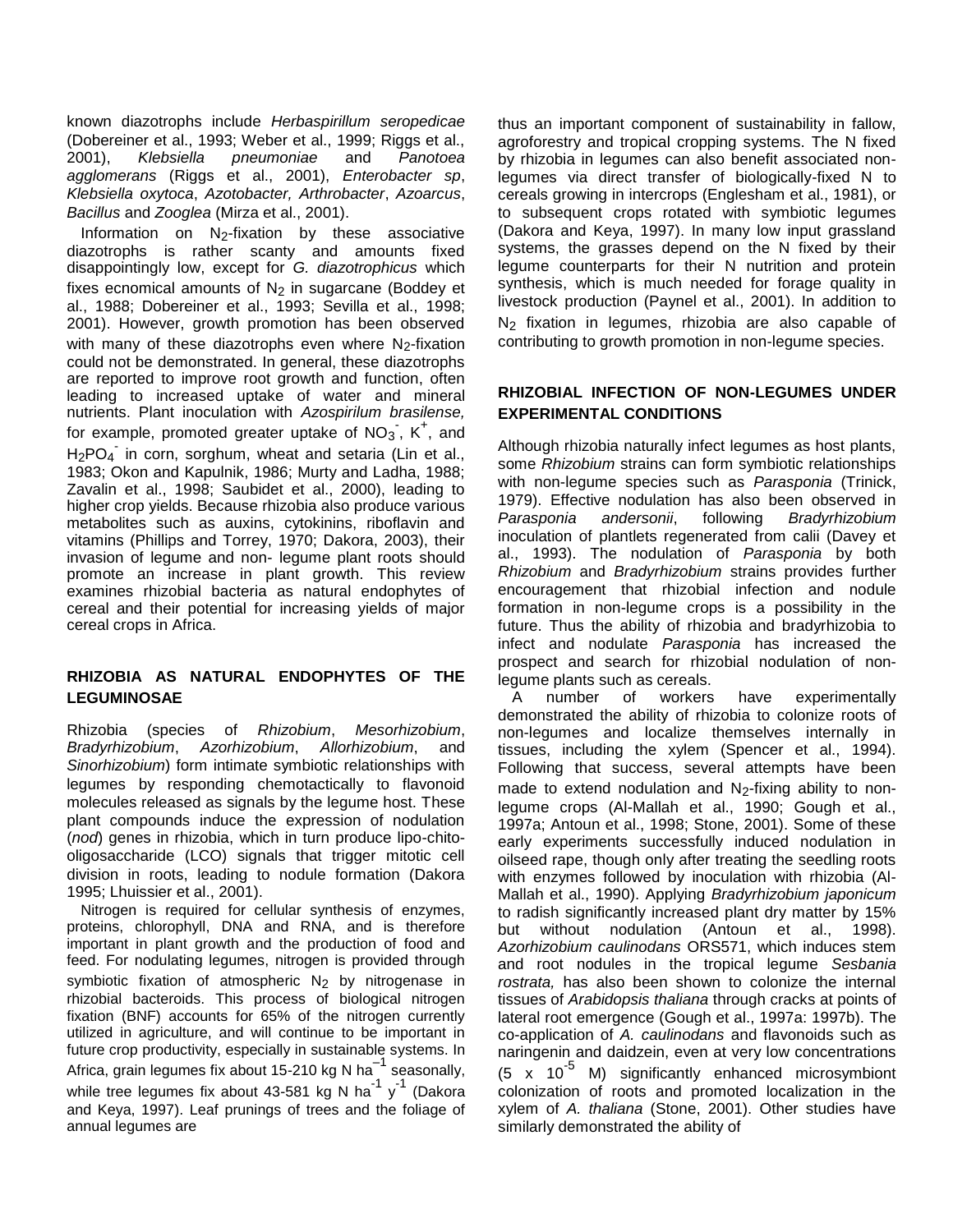known diazotrophs include *Herbaspirillum seropedicae* (Dobereiner et al., 1993; Weber et al., 1999; Riggs et al., 2001), *Klebsiella pneumoniae* and *Panotoea agglomerans* (Riggs et al., 2001), *Enterobacter sp*, *Klebsiella oxytoca*, *Azotobacter, Arthrobacter*, *Azoarcus*, *Bacillus* and *Zooglea* (Mirza et al., 2001).

Information on $N_2$-fixation by these associative diazotrophs is rather scanty and amounts fixed disappointingly low, except for *G. diazotrophicus* which fixes ecnomical amounts of $N_2$ in sugarcane (Boddey et al., 1988; Dobereiner et al., 1993; Sevilla et al., 1998; 2001). However, growth promotion has been observed with many of these diazotrophs even where $N_2$-fixation could not be demonstrated. In general, these diazotrophs are reported to improve root growth and function, often leading to increased uptake of water and mineral nutrients. Plant inoculation with *Azospirilum brasilense,* for example, promoted greater uptake of $NO_3^-$, $K^+$, and $H_2PO_4^-$ in corn, sorghum, wheat and setaria (Lin et al., 1983; Okon and Kapulnik, 1986; Murty and Ladha, 1988; Zavalin et al., 1998; Saubidet et al., 2000), leading to higher crop yields. Because rhizobia also produce various metabolites such as auxins, cytokinins, riboflavin and vitamins (Phillips and Torrey, 1970; Dakora, 2003), their invasion of legume and non- legume plant roots should promote an increase in plant growth. This review examines rhizobial bacteria as natural endophytes of cereal and their potential for increasing yields of major cereal crops in Africa.

## RHIZOBIA AS NATURAL ENDOPHYTES OF THE LEGUMINOSAE

Rhizobia (species of *Rhizobium*, *Mesorhizobium*, *Bradyrhizobium*, *Azorhizobium*, *Allorhizobium*, and *Sinorhizobium*) form intimate symbiotic relationships with legumes by responding chemotactically to flavonoid molecules released as signals by the legume host. These plant compounds induce the expression of nodulation (*nod*) genes in rhizobia, which in turn produce lipo-chito-oligosaccharide (LCO) signals that trigger mitotic cell division in roots, leading to nodule formation (Dakora 1995; Lhuissier et al., 2001).

Nitrogen is required for cellular synthesis of enzymes, proteins, chlorophyll, DNA and RNA, and is therefore important in plant growth and the production of food and feed. For nodulating legumes, nitrogen is provided through symbiotic fixation of atmospheric $N_2$ by nitrogenase in rhizobial bacteroids. This process of biological nitrogen fixation (BNF) accounts for 65% of the nitrogen currently utilized in agriculture, and will continue to be important in future crop productivity, especially in sustainable systems. In Africa, grain legumes fix about 15-210 kg N $ha^{-1}$ seasonally, while tree legumes fix about 43-581 kg N $ha^{-1}$ $y^{-1}$ (Dakora and Keya, 1997). Leaf prunings of trees and the foliage of annual legumes are thus an important component of sustainability in fallow, agroforestry and tropical cropping systems. The N fixed by rhizobia in legumes can also benefit associated non-legumes via direct transfer of biologically-fixed N to cereals growing in intercrops (Englesham et al., 1981), or to subsequent crops rotated with symbiotic legumes (Dakora and Keya, 1997). In many low input grassland systems, the grasses depend on the N fixed by their legume counterparts for their N nutrition and protein synthesis, which is much needed for forage quality in livestock production (Paynel et al., 2001). In addition to $N_2$ fixation in legumes, rhizobia are also capable of contributing to growth promotion in non-legume species.

## RHIZOBIAL INFECTION OF NON-LEGUMES UNDER EXPERIMENTAL CONDITIONS

Although rhizobia naturally infect legumes as host plants, some *Rhizobium* strains can form symbiotic relationships with non-legume species such as *Parasponia* (Trinick, 1979). Effective nodulation has also been observed in *Parasponia andersonii*, following *Bradyrhizobium* inoculation of plantlets regenerated from calii (Davey et al., 1993). The nodulation of *Parasponia* by both *Rhizobium* and *Bradyrhizobium* strains provides further encouragement that rhizobial infection and nodule formation in non-legume crops is a possibility in the future. Thus the ability of rhizobia and bradyrhizobia to infect and nodulate *Parasponia* has increased the prospect and search for rhizobial nodulation of non-legume plants such as cereals.

A number of workers have experimentally demonstrated the ability of rhizobia to colonize roots of non-legumes and localize themselves internally in tissues, including the xylem (Spencer et al., 1994). Following that success, several attempts have been made to extend nodulation and $N_2$-fixing ability to non-legume crops (Al-Mallah et al., 1990; Gough et al., 1997a; Antoun et al., 1998; Stone, 2001). Some of these early experiments successfully induced nodulation in oilseed rape, though only after treating the seedling roots with enzymes followed by inoculation with rhizobia (Al-Mallah et al., 1990). Applying *Bradyrhizobium japonicum* to radish significantly increased plant dry matter by 15% but without nodulation (Antoun et al., 1998). *Azorhizobium caulinodans* ORS571, which induces stem and root nodules in the tropical legume *Sesbania rostrata,* has also been shown to colonize the internal tissues of *Arabidopsis thaliana* through cracks at points of lateral root emergence (Gough et al., 1997a: 1997b). The co-application of *A. caulinodans* and flavonoids such as naringenin and daidzein, even at very low concentrations ($5 \times 10^{-5}$ M) significantly enhanced microsymbiont colonization of roots and promoted localization in the xylem of *A. thaliana* (Stone, 2001). Other studies have similarly demonstrated the ability of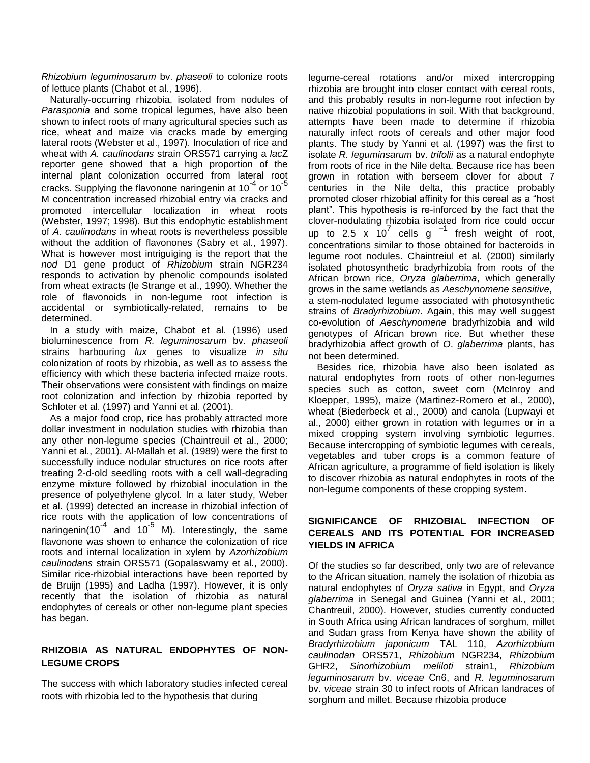*Rhizobium leguminosarum* bv. *phaseoli* to colonize roots of lettuce plants (Chabot et al., 1996).

Naturally-occurring rhizobia, isolated from nodules of *Parasponia* and some tropical legumes, have also been shown to infect roots of many agricultural species such as rice, wheat and maize via cracks made by emerging lateral roots (Webster et al., 1997). Inoculation of rice and wheat with *A. caulinodans* strain ORS571 carrying a *lac*Z reporter gene showed that a high proportion of the internal plant colonization occurred from lateral root cracks. Supplying the flavonone naringenin at $10^{-4}$ or $10^{-5}$ M concentration increased rhizobial entry via cracks and promoted intercellular localization in wheat roots (Webster, 1997; 1998). But this endophytic establishment of *A. caulinodans* in wheat roots is nevertheless possible without the addition of flavonones (Sabry et al., 1997). What is however most intriguiging is the report that the *nod* D1 gene product of *Rhizobium* strain NGR234 responds to activation by phenolic compounds isolated from wheat extracts (le Strange et al., 1990). Whether the role of flavonoids in non-legume root infection is accidental or symbiotically-related, remains to be determined.

In a study with maize, Chabot et al. (1996) used bioluminescence from *R. leguminosarum* bv. *phaseoli* strains harbouring *lux* genes to visualize *in situ* colonization of roots by rhizobia, as well as to assess the efficiency with which these bacteria infected maize roots. Their observations were consistent with findings on maize root colonization and infection by rhizobia reported by Schloter et al. (1997) and Yanni et al. (2001).

As a major food crop, rice has probably attracted more dollar investment in nodulation studies with rhizobia than any other non-legume species (Chaintreuil et al., 2000; Yanni et al., 2001). Al-Mallah et al. (1989) were the first to successfully induce nodular structures on rice roots after treating 2-d-old seedling roots with a cell wall-degrading enzyme mixture followed by rhizobial inoculation in the presence of polyethylene glycol. In a later study, Weber et al. (1999) detected an increase in rhizobial infection of rice roots with the application of low concentrations of naringenin($10^{-4}$ and $10^{-5}$ M). Interestingly, the same flavonone was shown to enhance the colonization of rice roots and internal localization in xylem by *Azorhizobium caulinodans* strain ORS571 (Gopalaswamy et al., 2000). Similar rice-rhizobial interactions have been reported by de Bruijn (1995) and Ladha (1997). However, it is only recently that the isolation of rhizobia as natural endophytes of cereals or other non-legume plant species has began.

## RHIZOBIA AS NATURAL ENDOPHYTES OF NON-LEGUME CROPS

The success with which laboratory studies infected cereal roots with rhizobia led to the hypothesis that during legume-cereal rotations and/or mixed intercropping rhizobia are brought into closer contact with cereal roots, and this probably results in non-legume root infection by native rhizobial populations in soil. With that background, attempts have been made to determine if rhizobia naturally infect roots of cereals and other major food plants. The study by Yanni et al. (1997) was the first to isolate *R. leguminsarum* bv. *trifolii* as a natural endophyte from roots of rice in the Nile delta. Because rice has been grown in rotation with berseem clover for about 7 centuries in the Nile delta, this practice probably promoted closer rhizobial affinity for this cereal as a "host plant". This hypothesis is re-inforced by the fact that the clover-nodulating rhizobia isolated from rice could occur up to 2.5 x $10^{7}$ cells g $^{-1}$ fresh weight of root, concentrations similar to those obtained for bacteroids in legume root nodules. Chaintreiul et al. (2000) similarly isolated photosynthetic bradyrhizobia from roots of the African brown rice, *Oryza glaberrima*, which generally grows in the same wetlands as *Aeschynomene sensitive*, a stem-nodulated legume associated with photosynthetic strains of *Bradyrhizobium*. Again, this may well suggest co-evolution of *Aeschynomene* bradyrhizobia and wild genotypes of African brown rice. But whether these bradyrhizobia affect growth of *O*. *glaberrima* plants, has not been determined.

Besides rice, rhizobia have also been isolated as natural endophytes from roots of other non-legumes species such as cotton, sweet corn (McInroy and Kloepper, 1995), maize (Martinez-Romero et al., 2000), wheat (Biederbeck et al., 2000) and canola (Lupwayi et al., 2000) either grown in rotation with legumes or in a mixed cropping system involving symbiotic legumes. Because intercropping of symbiotic legumes with cereals, vegetables and tuber crops is a common feature of African agriculture, a programme of field isolation is likely to discover rhizobia as natural endophytes in roots of the non-legume components of these cropping system.

## SIGNIFICANCE OF RHIZOBIAL INFECTION OF CEREALS AND ITS POTENTIAL FOR INCREASED YIELDS IN AFRICA

Of the studies so far described, only two are of relevance to the African situation, namely the isolation of rhizobia as natural endophytes of *Oryza sativa* in Egypt, and *Oryza glaberrima* in Senegal and Guinea (Yanni et al., 2001; Chantreuil, 2000). However, studies currently conducted in South Africa using African landraces of sorghum, millet and Sudan grass from Kenya have shown the ability of *Bradyrhizobium japonicum* TAL 110, *Azorhizobium caulinodan* ORS571, *Rhizobium* NGR234, *Rhizobium* GHR2, *Sinorhizobium meliloti* strain1, *Rhizobium leguminosarum* bv. *viceae* Cn6, and *R. leguminosarum* bv. *viceae* strain 30 to infect roots of African landraces of sorghum and millet. Because rhizobia produce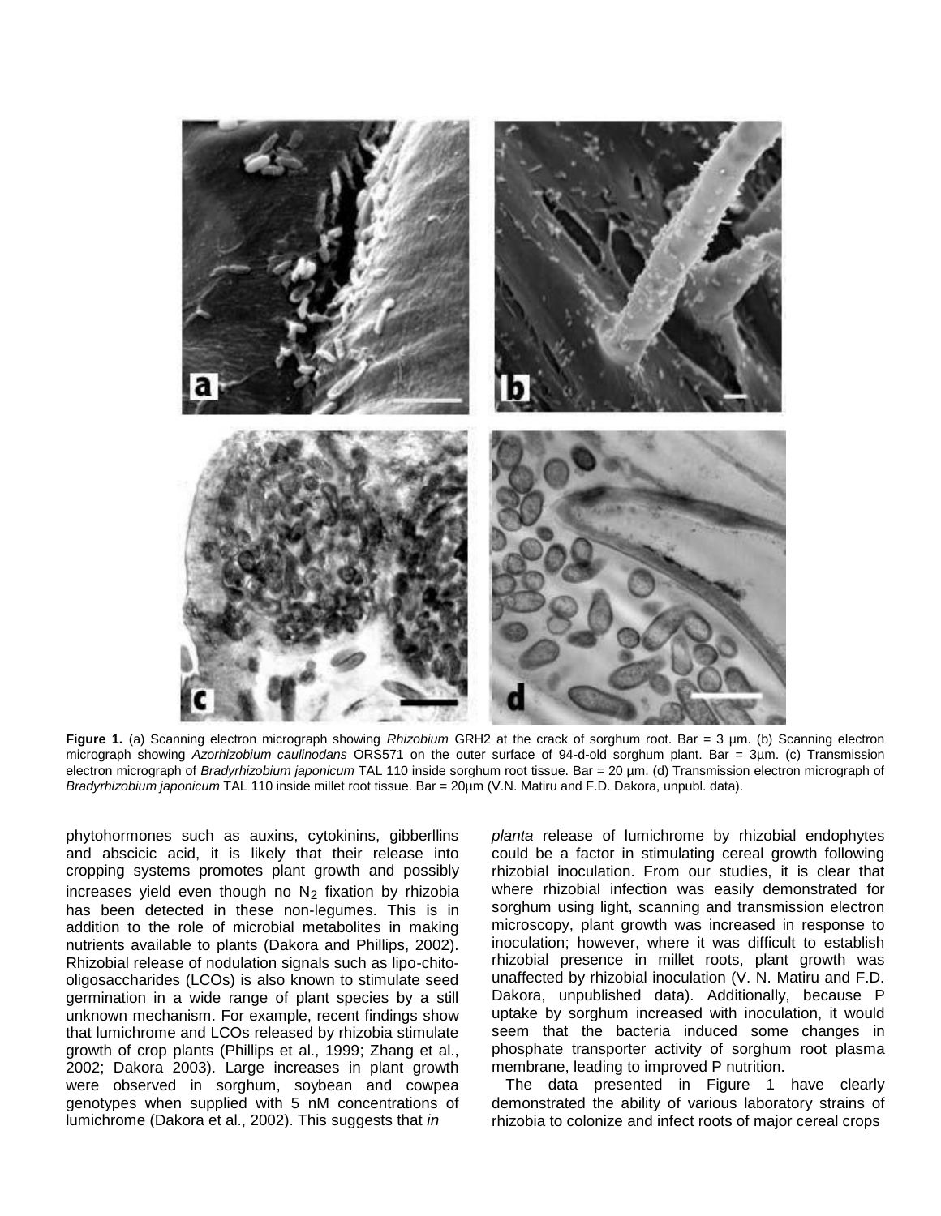**Figure 1.** (a) Scanning electron micrograph showing *Rhizobium* GRH2 at the crack of sorghum root. Bar = 3 µm. (b) Scanning electron micrograph showing *Azorhizobium caulinodans* ORS571 on the outer surface of 94-d-old sorghum plant. Bar = 3µm. (c) Transmission electron micrograph of *Bradyrhizobium japonicum* TAL 110 inside sorghum root tissue. Bar = 20 µm. (d) Transmission electron micrograph of *Bradyrhizobium japonicum* TAL 110 inside millet root tissue. Bar = 20µm (V.N. Matiru and F.D. Dakora, unpubl. data).

phytohormones such as auxins, cytokinins, gibberllins and abscicic acid, it is likely that their release into cropping systems promotes plant growth and possibly increases yield even though no $N_2$ fixation by rhizobia has been detected in these non-legumes. This is in addition to the role of microbial metabolites in making nutrients available to plants (Dakora and Phillips, 2002). Rhizobial release of nodulation signals such as lipo-chito-oligosaccharides (LCOs) is also known to stimulate seed germination in a wide range of plant species by a still unknown mechanism. For example, recent findings show that lumichrome and LCOs released by rhizobia stimulate growth of crop plants (Phillips et al., 1999; Zhang et al., 2002; Dakora 2003). Large increases in plant growth were observed in sorghum, soybean and cowpea genotypes when supplied with 5 nM concentrations of lumichrome (Dakora et al., 2002). This suggests that *in planta* release of lumichrome by rhizobial endophytes could be a factor in stimulating cereal growth following rhizobial inoculation. From our studies, it is clear that where rhizobial infection was easily demonstrated for sorghum using light, scanning and transmission electron microscopy, plant growth was increased in response to inoculation; however, where it was difficult to establish rhizobial presence in millet roots, plant growth was unaffected by rhizobial inoculation (V. N. Matiru and F.D. Dakora, unpublished data). Additionally, because P uptake by sorghum increased with inoculation, it would seem that the bacteria induced some changes in phosphate transporter activity of sorghum root plasma membrane, leading to improved P nutrition.

The data presented in Figure 1 have clearly demonstrated the ability of various laboratory strains of rhizobia to colonize and infect roots of major cereal crops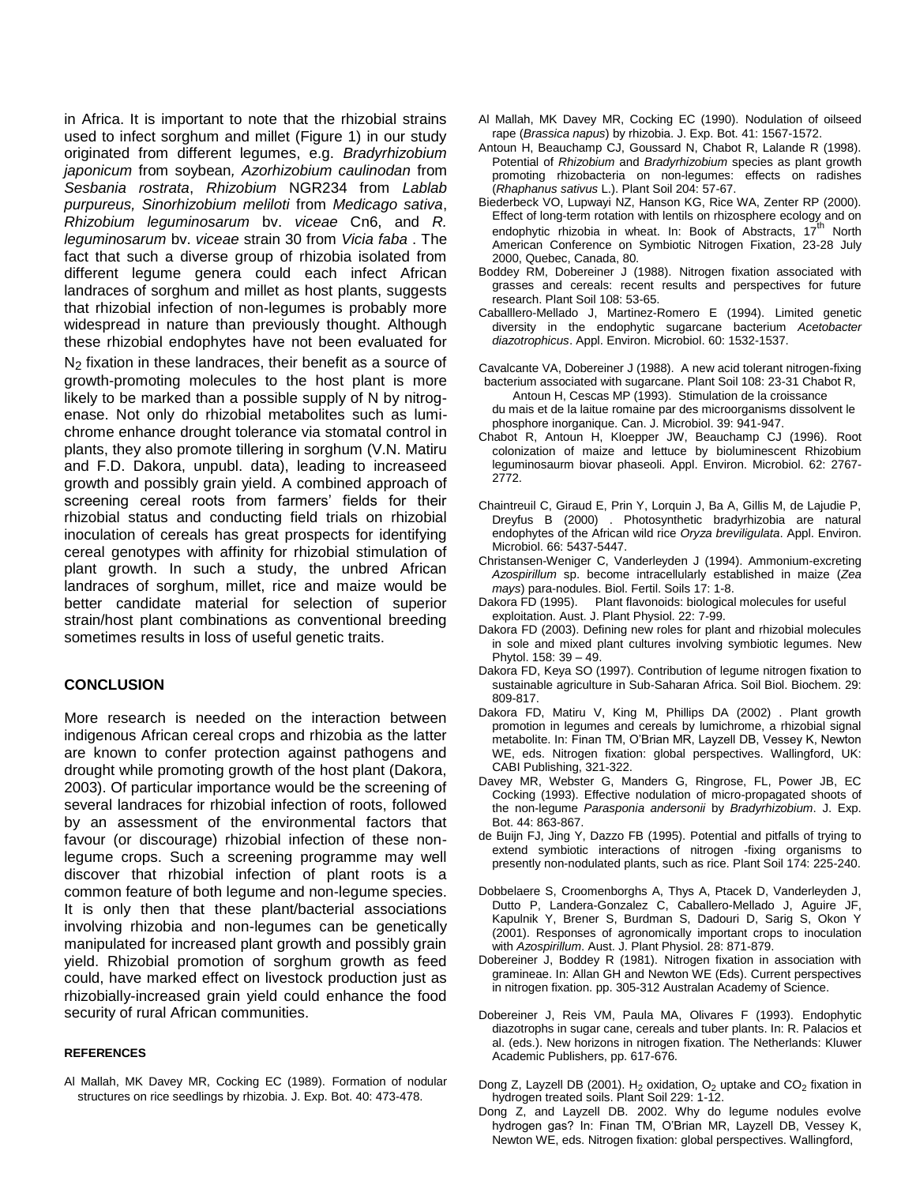in Africa. It is important to note that the rhizobial strains used to infect sorghum and millet (Figure 1) in our study originated from different legumes, e.g. *Bradyrhizobium japonicum* from soybean, *Azorhizobium caulinodan* from *Sesbania rostrata*, *Rhizobium* NGR234 from *Lablab purpureus, Sinorhizobium meliloti* from *Medicago sativa*, *Rhizobium leguminosarum* bv. *viceae* Cn6, and *R. leguminosarum* bv. *viceae* strain 30 from *Vicia faba* . The fact that such a diverse group of rhizobia isolated from different legume genera could each infect African landraces of sorghum and millet as host plants, suggests that rhizobial infection of non-legumes is probably more widespread in nature than previously thought. Although these rhizobial endophytes have not been evaluated for $N_2$ fixation in these landraces, their benefit as a source of growth-promoting molecules to the host plant is more likely to be marked than a possible supply of N by nitrogenase. Not only do rhizobial metabolites such as lumichrome enhance drought tolerance via stomatal control in plants, they also promote tillering in sorghum (V.N. Matiru and F.D. Dakora, unpubl. data), leading to increaseed growth and possibly grain yield. A combined approach of screening cereal roots from farmers' fields for their rhizobial status and conducting field trials on rhizobial inoculation of cereals has great prospects for identifying cereal genotypes with affinity for rhizobial stimulation of plant growth. In such a study, the unbred African landraces of sorghum, millet, rice and maize would be better candidate material for selection of superior strain/host plant combinations as conventional breeding sometimes results in loss of useful genetic traits.

## CONCLUSION

More research is needed on the interaction between indigenous African cereal crops and rhizobia as the latter are known to confer protection against pathogens and drought while promoting growth of the host plant (Dakora, 2003). Of particular importance would be the screening of several landraces for rhizobial infection of roots, followed by an assessment of the environmental factors that favour (or discourage) rhizobial infection of these non-legume crops. Such a screening programme may well discover that rhizobial infection of plant roots is a common feature of both legume and non-legume species. It is only then that these plant/bacterial associations involving rhizobia and non-legumes can be genetically manipulated for increased plant growth and possibly grain yield. Rhizobial promotion of sorghum growth as feed could, have marked effect on livestock production just as rhizobially-increased grain yield could enhance the food security of rural African communities.

### REFERENCES

Al Mallah, MK Davey MR, Cocking EC (1989). Formation of nodular structures on rice seedlings by rhizobia. J. Exp. Bot. 40: 473-478.

Al Mallah, MK Davey MR, Cocking EC (1990). Nodulation of oilseed rape (*Brassica napus*) by rhizobia. J. Exp. Bot. 41: 1567-1572.

Antoun H, Beauchamp CJ, Goussard N, Chabot R, Lalande R (1998). Potential of *Rhizobium* and *Bradyrhizobium* species as plant growth promoting rhizobacteria on non-legumes: effects on radishes (*Rhaphanus sativus* L.). Plant Soil 204: 57-67.

Biederbeck VO, Lupwayi NZ, Hanson KG, Rice WA, Zenter RP (2000). Effect of long-term rotation with lentils on rhizosphere ecology and on endophytic rhizobia in wheat. In: Book of Abstracts, 17th North American Conference on Symbiotic Nitrogen Fixation, 23-28 July 2000, Quebec, Canada, 80.

Boddey RM, Dobereiner J (1988). Nitrogen fixation associated with grasses and cereals: recent results and perspectives for future research. Plant Soil 108: 53-65.

Caballlero-Mellado J, Martinez-Romero E (1994). Limited genetic diversity in the endophytic sugarcane bacterium *Acetobacter diazotrophicus*. Appl. Environ. Microbiol. 60: 1532-1537.

Cavalcante VA, Dobereiner J (1988). A new acid tolerant nitrogen-fixing bacterium associated with sugarcane. Plant Soil 108: 23-31 Chabot R, Antoun H, Cescas MP (1993). Stimulation de la croissance du mais et de la laitue romaine par des microorganisms dissolvent le phosphore inorganique. Can. J. Microbiol. 39: 941-947.

Chabot R, Antoun H, Kloepper JW, Beauchamp CJ (1996). Root colonization of maize and lettuce by bioluminescent Rhizobium leguminosaurm biovar phaseoli. Appl. Environ. Microbiol. 62: 2767-2772.

Chaintreuil C, Giraud E, Prin Y, Lorquin J, Ba A, Gillis M, de Lajudie P, Dreyfus B (2000) . Photosynthetic bradyrhizobia are natural endophytes of the African wild rice *Oryza breviligulata*. Appl. Environ. Microbiol. 66: 5437-5447.

Christansen-Weniger C, Vanderleyden J (1994). Ammonium-excreting *Azospirillum* sp. become intracellularly established in maize (*Zea mays*) para-nodules. Biol. Fertil. Soils 17: 1-8.

Dakora FD (1995). Plant flavonoids: biological molecules for useful exploitation. Aust. J. Plant Physiol. 22: 7-99.

Dakora FD (2003). Defining new roles for plant and rhizobial molecules in sole and mixed plant cultures involving symbiotic legumes. New Phytol. 158: 39 – 49.

Dakora FD, Keya SO (1997). Contribution of legume nitrogen fixation to sustainable agriculture in Sub-Saharan Africa. Soil Biol. Biochem. 29: 809-817.

Dakora FD, Matiru V, King M, Phillips DA (2002) . Plant growth promotion in legumes and cereals by lumichrome, a rhizobial signal metabolite. In: Finan TM, O'Brian MR, Layzell DB, Vessey K, Newton WE, eds. Nitrogen fixation: global perspectives. Wallingford, UK: CABI Publishing, 321-322.

Davey MR, Webster G, Manders G, Ringrose, FL, Power JB, EC Cocking (1993). Effective nodulation of micro-propagated shoots of the non-legume *Parasponia andersonii* by *Bradyrhizobium*. J. Exp. Bot. 44: 863-867.

de Buijn FJ, Jing Y, Dazzo FB (1995). Potential and pitfalls of trying to extend symbiotic interactions of nitrogen -fixing organisms to presently non-nodulated plants, such as rice. Plant Soil 174: 225-240.

Dobbelaere S, Croomenborghs A, Thys A, Ptacek D, Vanderleyden J, Dutto P, Landera-Gonzalez C, Caballero-Mellado J, Aguire JF, Kapulnik Y, Brener S, Burdman S, Dadouri D, Sarig S, Okon Y (2001). Responses of agronomically important crops to inoculation with *Azospirillum*. Aust. J. Plant Physiol. 28: 871-879.

Dobereiner J, Boddey R (1981). Nitrogen fixation in association with gramineae. In: Allan GH and Newton WE (Eds). Current perspectives in nitrogen fixation. pp. 305-312 Australan Academy of Science.

Dobereiner J, Reis VM, Paula MA, Olivares F (1993). Endophytic diazotrophs in sugar cane, cereals and tuber plants. In: R. Palacios et al. (eds.). New horizons in nitrogen fixation. The Netherlands: Kluwer Academic Publishers, pp. 617-676.

Dong Z, Layzell DB (2001). $H_2$ oxidation, $O_2$ uptake and $CO_2$ fixation in hydrogen treated soils. Plant Soil 229: 1-12.

Dong Z, and Layzell DB. 2002. Why do legume nodules evolve hydrogen gas? In: Finan TM, O'Brian MR, Layzell DB, Vessey K, Newton WE, eds. Nitrogen fixation: global perspectives. Wallingford,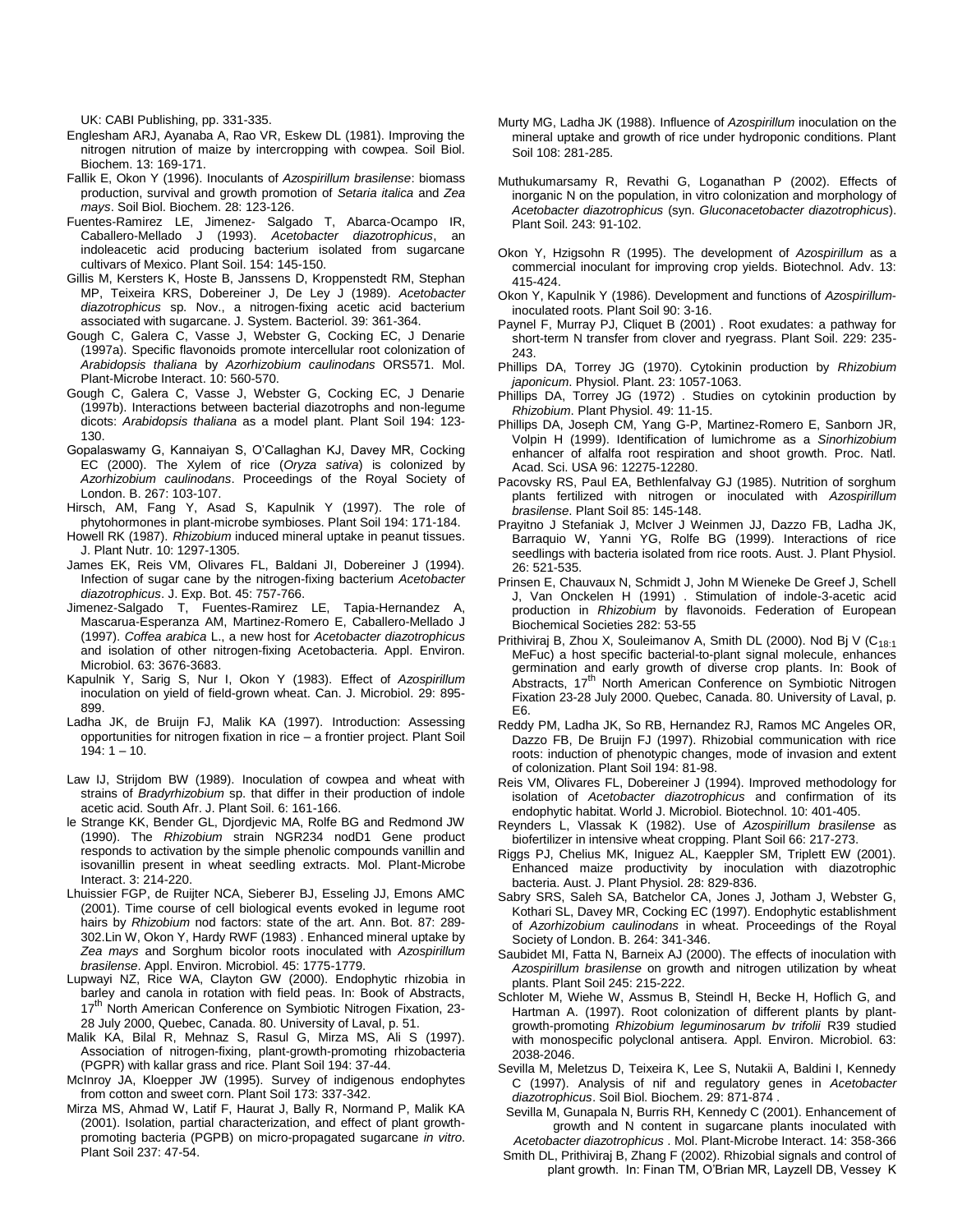UK: CABI Publishing, pp. 331-335.

Englesham ARJ, Ayanaba A, Rao VR, Eskew DL (1981). Improving the nitrogen nitrution of maize by intercropping with cowpea. Soil Biol. Biochem. 13: 169-171.

Fallik E, Okon Y (1996). Inoculants of *Azospirillum brasilense*: biomass production, survival and growth promotion of *Setaria italica* and *Zea mays*. Soil Biol. Biochem. 28: 123-126.

Fuentes-Ramirez LE, Jimenez- Salgado T, Abarca-Ocampo IR, Caballero-Mellado J (1993). *Acetobacter diazotrophicus*, an indoleacetic acid producing bacterium isolated from sugarcane cultivars of Mexico. Plant Soil. 154: 145-150.

Gillis M, Kersters K, Hoste B, Janssens D, Kroppenstedt RM, Stephan MP, Teixeira KRS, Dobereiner J, De Ley J (1989). *Acetobacter diazotrophicus* sp. Nov., a nitrogen-fixing acetic acid bacterium associated with sugarcane. J. System. Bacteriol. 39: 361-364.

Gough C, Galera C, Vasse J, Webster G, Cocking EC, J Denarie (1997a). Specific flavonoids promote intercellular root colonization of *Arabidopsis thaliana* by *Azorhizobium caulinodans* ORS571. Mol. Plant-Microbe Interact. 10: 560-570.

Gough C, Galera C, Vasse J, Webster G, Cocking EC, J Denarie (1997b). Interactions between bacterial diazotrophs and non-legume dicots: *Arabidopsis thaliana* as a model plant. Plant Soil 194: 123-130.

Gopalaswamy G, Kannaiyan S, O'Callaghan KJ, Davey MR, Cocking EC (2000). The Xylem of rice (*Oryza sativa*) is colonized by *Azorhizobium caulinodans*. Proceedings of the Royal Society of London. B. 267: 103-107.

Hirsch, AM, Fang Y, Asad S, Kapulnik Y (1997). The role of phytohormones in plant-microbe symbioses. Plant Soil 194: 171-184.

Howell RK (1987). *Rhizobium* induced mineral uptake in peanut tissues. J. Plant Nutr. 10: 1297-1305.

James EK, Reis VM, Olivares FL, Baldani JI, Dobereiner J (1994). Infection of sugar cane by the nitrogen-fixing bacterium *Acetobacter diazotrophicus*. J. Exp. Bot. 45: 757-766.

Jimenez-Salgado T, Fuentes-Ramirez LE, Tapia-Hernandez A, Mascarua-Esperanza AM, Martinez-Romero E, Caballero-Mellado J (1997). *Coffea arabica* L., a new host for *Acetobacter diazotrophicus* and isolation of other nitrogen-fixing Acetobacteria. Appl. Environ. Microbiol. 63: 3676-3683.

Kapulnik Y, Sarig S, Nur I, Okon Y (1983). Effect of *Azospirillum* inoculation on yield of field-grown wheat. Can. J. Microbiol. 29: 895-899.

Ladha JK, de Bruijn FJ, Malik KA (1997). Introduction: Assessing opportunities for nitrogen fixation in rice – a frontier project. Plant Soil 194: 1 – 10.

Law IJ, Strijdom BW (1989). Inoculation of cowpea and wheat with strains of *Bradyrhizobium* sp. that differ in their production of indole acetic acid. South Afr. J. Plant Soil. 6: 161-166.

le Strange KK, Bender GL, Djordjevic MA, Rolfe BG and Redmond JW (1990). The *Rhizobium* strain NGR234 nodD1 Gene product responds to activation by the simple phenolic compounds vanillin and isovanillin present in wheat seedling extracts. Mol. Plant-Microbe Interact. 3: 214-220.

Lhuissier FGP, de Ruijter NCA, Sieberer BJ, Esseling JJ, Emons AMC (2001). Time course of cell biological events evoked in legume root hairs by *Rhizobium* nod factors: state of the art. Ann. Bot. 87: 289-302.Lin W, Okon Y, Hardy RWF (1983) . Enhanced mineral uptake by *Zea mays* and Sorghum bicolor roots inoculated with *Azospirillum brasilense*. Appl. Environ. Microbiol. 45: 1775-1779.

Lupwayi NZ, Rice WA, Clayton GW (2000). Endophytic rhizobia in barley and canola in rotation with field peas. In: Book of Abstracts, 17th North American Conference on Symbiotic Nitrogen Fixation, 23-28 July 2000, Quebec, Canada. 80. University of Laval, p. 51.

Malik KA, Bilal R, Mehnaz S, Rasul G, Mirza MS, Ali S (1997). Association of nitrogen-fixing, plant-growth-promoting rhizobacteria (PGPR) with kallar grass and rice. Plant Soil 194: 37-44.

McInroy JA, Kloepper JW (1995). Survey of indigenous endophytes from cotton and sweet corn. Plant Soil 173: 337-342.

Mirza MS, Ahmad W, Latif F, Haurat J, Bally R, Normand P, Malik KA (2001). Isolation, partial characterization, and effect of plant growth-promoting bacteria (PGPB) on micro-propagated sugarcane *in vitro*. Plant Soil 237: 47-54.

Murty MG, Ladha JK (1988). Influence of *Azospirillum* inoculation on the mineral uptake and growth of rice under hydroponic conditions. Plant Soil 108: 281-285.

Muthukumarsamy R, Revathi G, Loganathan P (2002). Effects of inorganic N on the population, in vitro colonization and morphology of *Acetobacter diazotrophicus* (syn. *Gluconacetobacter diazotrophicus*). Plant Soil. 243: 91-102.

Okon Y, Hzigsohn R (1995). The development of *Azospirillum* as a commercial inoculant for improving crop yields. Biotechnol. Adv. 13: 415-424.

Okon Y, Kapulnik Y (1986). Development and functions of *Azospirillum*-inoculated roots. Plant Soil 90: 3-16.

Paynel F, Murray PJ, Cliquet B (2001) . Root exudates: a pathway for short-term N transfer from clover and ryegrass. Plant Soil. 229: 235-243.

Phillips DA, Torrey JG (1970). Cytokinin production by *Rhizobium japonicum*. Physiol. Plant. 23: 1057-1063.

Phillips DA, Torrey JG (1972) . Studies on cytokinin production by *Rhizobium*. Plant Physiol. 49: 11-15.

Phillips DA, Joseph CM, Yang G-P, Martinez-Romero E, Sanborn JR, Volpin H (1999). Identification of lumichrome as a *Sinorhizobium* enhancer of alfalfa root respiration and shoot growth. Proc. Natl. Acad. Sci. USA 96: 12275-12280.

Pacovsky RS, Paul EA, Bethlenfalvay GJ (1985). Nutrition of sorghum plants fertilized with nitrogen or inoculated with *Azospirillum brasilense*. Plant Soil 85: 145-148.

Prayitno J Stefaniak J, McIver J Weinmen JJ, Dazzo FB, Ladha JK, Barraquio W, Yanni YG, Rolfe BG (1999). Interactions of rice seedlings with bacteria isolated from rice roots. Aust. J. Plant Physiol. 26: 521-535.

Prinsen E, Chauvaux N, Schmidt J, John M Wieneke De Greef J, Schell J, Van Onckelen H (1991) . Stimulation of indole-3-acetic acid production in *Rhizobium* by flavonoids. Federation of European Biochemical Societies 282: 53-55

Prithiviraj B, Zhou X, Souleimanov A, Smith DL (2000). Nod Bj V ($C_{18:1}$ MeFuc) a host specific bacterial-to-plant signal molecule, enhances germination and early growth of diverse crop plants. In: Book of Abstracts, 17th North American Conference on Symbiotic Nitrogen Fixation 23-28 July 2000. Quebec, Canada. 80. University of Laval, p. E6.

Reddy PM, Ladha JK, So RB, Hernandez RJ, Ramos MC Angeles OR, Dazzo FB, De Bruijn FJ (1997). Rhizobial communication with rice roots: induction of phenotypic changes, mode of invasion and extent of colonization. Plant Soil 194: 81-98.

Reis VM, Olivares FL, Dobereiner J (1994). Improved methodology for isolation of *Acetobacter diazotrophicus* and confirmation of its endophytic habitat. World J. Microbiol. Biotechnol. 10: 401-405.

Reynders L, Vlassak K (1982). Use of *Azospirillum brasilense* as biofertilizer in intensive wheat cropping. Plant Soil 66: 217-273.

Riggs PJ, Chelius MK, Iniguez AL, Kaeppler SM, Triplett EW (2001). Enhanced maize productivity by inoculation with diazotrophic bacteria. Aust. J. Plant Physiol. 28: 829-836.

Sabry SRS, Saleh SA, Batchelor CA, Jones J, Jotham J, Webster G, Kothari SL, Davey MR, Cocking EC (1997). Endophytic establishment of *Azorhizobium caulinodans* in wheat. Proceedings of the Royal Society of London. B. 264: 341-346.

Saubidet MI, Fatta N, Barneix AJ (2000). The effects of inoculation with *Azospirillum brasilense* on growth and nitrogen utilization by wheat plants. Plant Soil 245: 215-222.

Schloter M, Wiehe W, Assmus B, Steindl H, Becke H, Hoflich G, and Hartman A. (1997). Root colonization of different plants by plant-growth-promoting *Rhizobium leguminosarum bv trifolii* R39 studied with monospecific polyclonal antisera. Appl. Environ. Microbiol. 63: 2038-2046.

Sevilla M, Meletzus D, Teixeira K, Lee S, Nutakii A, Baldini I, Kennedy C (1997). Analysis of nif and regulatory genes in *Acetobacter diazotrophicus*. Soil Biol. Biochem. 29: 871-874 .

Sevilla M, Gunapala N, Burris RH, Kennedy C (2001). Enhancement of growth and N content in sugarcane plants inoculated with *Acetobacter diazotrophicus* . Mol. Plant-Microbe Interact. 14: 358-366

Smith DL, Prithiviraj B, Zhang F (2002). Rhizobial signals and control of plant growth. In: Finan TM, O'Brian MR, Layzell DB, Vessey K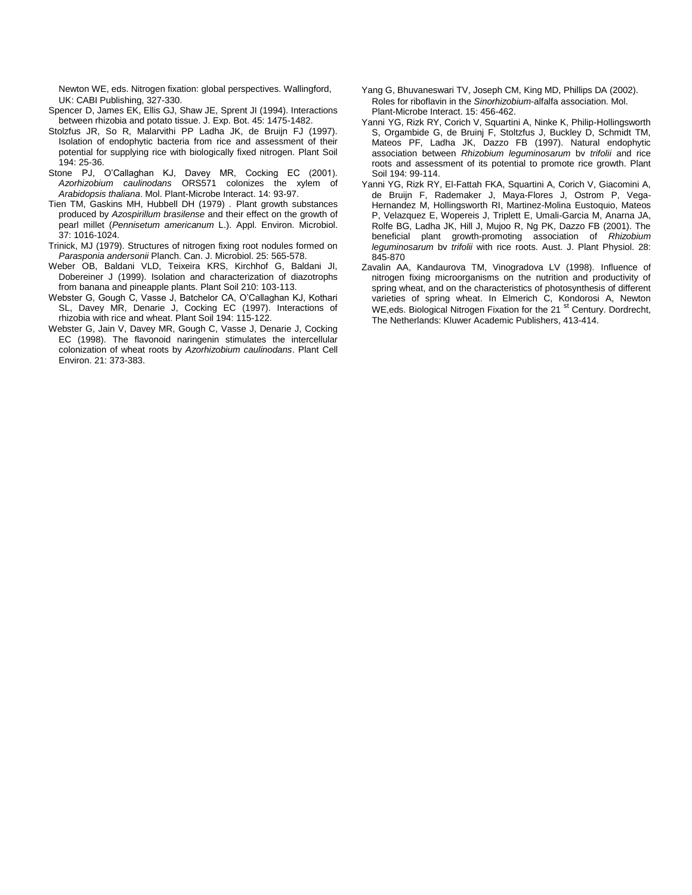Newton WE, eds. Nitrogen fixation: global perspectives. Wallingford, UK: CABI Publishing, 327-330.

Spencer D, James EK, Ellis GJ, Shaw JE, Sprent JI (1994). Interactions between rhizobia and potato tissue. J. Exp. Bot. 45: 1475-1482.

Stolzfus JR, So R, Malarvithi PP Ladha JK, de Bruijn FJ (1997). Isolation of endophytic bacteria from rice and assessment of their potential for supplying rice with biologically fixed nitrogen. Plant Soil 194: 25-36.

Stone PJ, O'Callaghan KJ, Davey MR, Cocking EC (2001). *Azorhizobium caulinodans* ORS571 colonizes the xylem of *Arabidopsis thaliana*. Mol. Plant-Microbe Interact. 14: 93-97.

Tien TM, Gaskins MH, Hubbell DH (1979) . Plant growth substances produced by *Azospirillum brasilense* and their effect on the growth of pearl millet (*Pennisetum americanum* L.). Appl. Environ. Microbiol. 37: 1016-1024.

Trinick, MJ (1979). Structures of nitrogen fixing root nodules formed on *Parasponia andersonii* Planch. Can. J. Microbiol. 25: 565-578.

Weber OB, Baldani VLD, Teixeira KRS, Kirchhof G, Baldani JI, Dobereiner J (1999). Isolation and characterization of diazotrophs from banana and pineapple plants. Plant Soil 210: 103-113.

Webster G, Gough C, Vasse J, Batchelor CA, O'Callaghan KJ, Kothari SL, Davey MR, Denarie J, Cocking EC (1997). Interactions of rhizobia with rice and wheat. Plant Soil 194: 115-122.

Webster G, Jain V, Davey MR, Gough C, Vasse J, Denarie J, Cocking EC (1998). The flavonoid naringenin stimulates the intercellular colonization of wheat roots by *Azorhizobium caulinodans*. Plant Cell Environ. 21: 373-383.

Yang G, Bhuvaneswari TV, Joseph CM, King MD, Phillips DA (2002). Roles for riboflavin in the *Sinorhizobium*-alfalfa association. Mol. Plant-Microbe Interact. 15: 456-462.

Yanni YG, Rizk RY, Corich V, Squartini A, Ninke K, Philip-Hollingsworth S, Orgambide G, de Bruinj F, Stoltzfus J, Buckley D, Schmidt TM, Mateos PF, Ladha JK, Dazzo FB (1997). Natural endophytic association between *Rhizobium leguminosarum* bv *trifolii* and rice roots and assessment of its potential to promote rice growth. Plant Soil 194: 99-114.

Yanni YG, Rizk RY, El-Fattah FKA, Squartini A, Corich V, Giacomini A, de Bruijn F, Rademaker J, Maya-Flores J, Ostrom P, Vega-Hernandez M, Hollingsworth RI, Martinez-Molina Eustoquio, Mateos P, Velazquez E, Wopereis J, Triplett E, Umali-Garcia M, Anarna JA, Rolfe BG, Ladha JK, Hill J, Mujoo R, Ng PK, Dazzo FB (2001). The beneficial plant growth-promoting association of *Rhizobium leguminosarum* bv *trifolii* with rice roots. Aust. J. Plant Physiol. 28: 845-870

Zavalin AA, Kandaurova TM, Vinogradova LV (1998). Influence of nitrogen fixing microorganisms on the nutrition and productivity of spring wheat, and on the characteristics of photosynthesis of different varieties of spring wheat. In Elmerich C, Kondorosi A, Newton WE,eds. Biological Nitrogen Fixation for the 21 st Century. Dordrecht, The Netherlands: Kluwer Academic Publishers, 413-414.